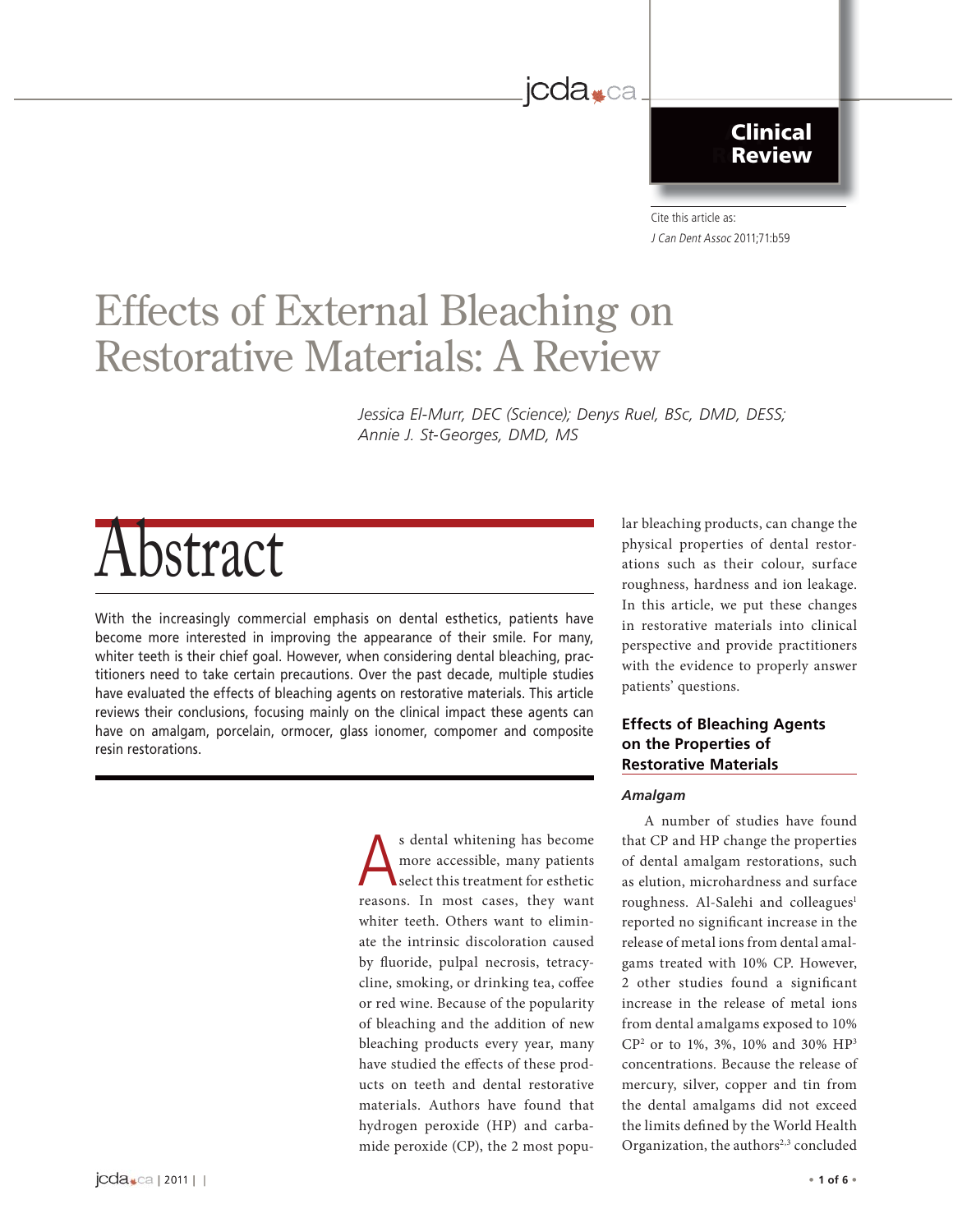Clinical Review

Cite this article as:
*J Can Dent Assoc* 2011;71:b59

# Effects of External Bleaching on Restorative Materials: A Review

*Jessica El-Murr, DEC (Science); Denys Ruel, BSc, DMD, DESS; Annie J. St-Georges, DMD, MS*

## Abstract

With the increasingly commercial emphasis on dental esthetics, patients have become more interested in improving the appearance of their smile. For many, whiter teeth is their chief goal. However, when considering dental bleaching, practitioners need to take certain precautions. Over the past decade, multiple studies have evaluated the effects of bleaching agents on restorative materials. This article reviews their conclusions, focusing mainly on the clinical impact these agents can have on amalgam, porcelain, ormocer, glass ionomer, compomer and composite resin restorations.

As dental whitening has become more accessible, many patients select this treatment for esthetic reasons. In most cases, they want whiter teeth. Others want to eliminate the intrinsic discoloration caused by fluoride, pulpal necrosis, tetracycline, smoking, or drinking tea, coffee or red wine. Because of the popularity of bleaching and the addition of new bleaching products every year, many have studied the effects of these products on teeth and dental restorative materials. Authors have found that hydrogen peroxide (HP) and carbamide peroxide (CP), the 2 most popular bleaching products, can change the physical properties of dental restorations such as their colour, surface roughness, hardness and ion leakage. In this article, we put these changes in restorative materials into clinical perspective and provide practitioners with the evidence to properly answer patients' questions.

## Effects of Bleaching Agents on the Properties of Restorative Materials

### *Amalgam*

A number of studies have found that CP and HP change the properties of dental amalgam restorations, such as elution, microhardness and surface roughness. Al-Salehi and colleagues[1] reported no significant increase in the release of metal ions from dental amalgams treated with 10% CP. However, 2 other studies found a significant increase in the release of metal ions from dental amalgams exposed to 10% CP[2] or to 1%, 3%, 10% and 30% HP[3] concentrations. Because the release of mercury, silver, copper and tin from the dental amalgams did not exceed the limits defined by the World Health Organization, the authors[2,3] concluded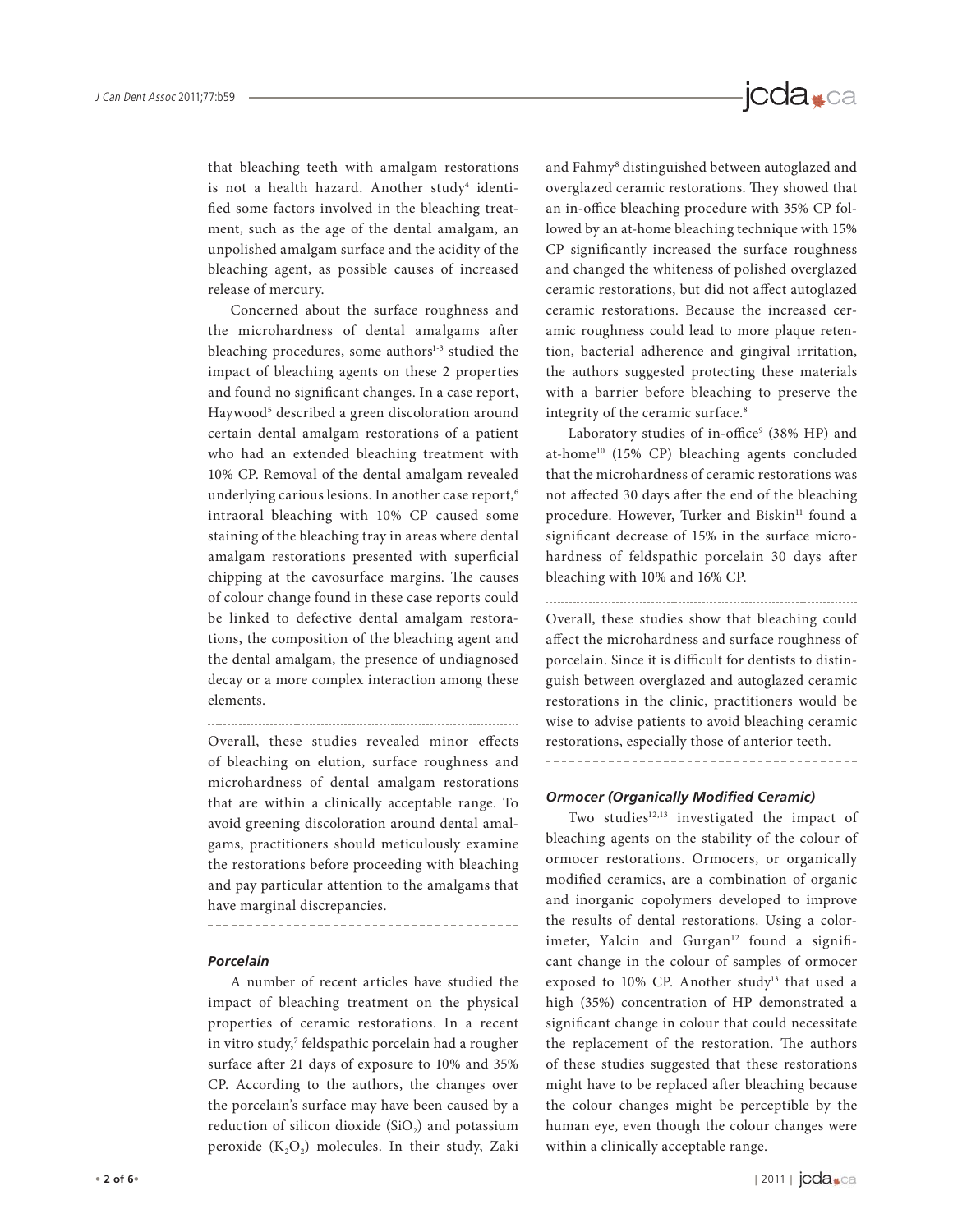that bleaching teeth with amalgam restorations is not a health hazard. Another study[4] identified some factors involved in the bleaching treatment, such as the age of the dental amalgam, an unpolished amalgam surface and the acidity of the bleaching agent, as possible causes of increased release of mercury.

Concerned about the surface roughness and the microhardness of dental amalgams after bleaching procedures, some authors[1-3] studied the impact of bleaching agents on these 2 properties and found no significant changes. In a case report, Haywood[5] described a green discoloration around certain dental amalgam restorations of a patient who had an extended bleaching treatment with 10% CP. Removal of the dental amalgam revealed underlying carious lesions. In another case report,[6] intraoral bleaching with 10% CP caused some staining of the bleaching tray in areas where dental amalgam restorations presented with superficial chipping at the cavosurface margins. The causes of colour change found in these case reports could be linked to defective dental amalgam restorations, the composition of the bleaching agent and the dental amalgam, the presence of undiagnosed decay or a more complex interaction among these elements.

Overall, these studies revealed minor effects of bleaching on elution, surface roughness and microhardness of dental amalgam restorations that are within a clinically acceptable range. To avoid greening discoloration around dental amalgams, practitioners should meticulously examine the restorations before proceeding with bleaching and pay particular attention to the amalgams that have marginal discrepancies.

### *Porcelain*

A number of recent articles have studied the impact of bleaching treatment on the physical properties of ceramic restorations. In a recent in vitro study,[7] feldspathic porcelain had a rougher surface after 21 days of exposure to 10% and 35% CP. According to the authors, the changes over the porcelain's surface may have been caused by a reduction of silicon dioxide ($SiO_2$) and potassium peroxide ($K_2O_2$) molecules. In their study, Zaki and Fahmy[8] distinguished between autoglazed and overglazed ceramic restorations. They showed that an in-office bleaching procedure with 35% CP followed by an at-home bleaching technique with 15% CP significantly increased the surface roughness and changed the whiteness of polished overglazed ceramic restorations, but did not affect autoglazed ceramic restorations. Because the increased ceramic roughness could lead to more plaque retention, bacterial adherence and gingival irritation, the authors suggested protecting these materials with a barrier before bleaching to preserve the integrity of the ceramic surface.[8]

Laboratory studies of in-office[9] (38% HP) and at-home[10] (15% CP) bleaching agents concluded that the microhardness of ceramic restorations was not affected 30 days after the end of the bleaching procedure. However, Turker and Biskin[11] found a significant decrease of 15% in the surface microhardness of feldspathic porcelain 30 days after bleaching with 10% and 16% CP.

Overall, these studies show that bleaching could affect the microhardness and surface roughness of porcelain. Since it is difficult for dentists to distinguish between overglazed and autoglazed ceramic restorations in the clinic, practitioners would be wise to advise patients to avoid bleaching ceramic restorations, especially those of anterior teeth.

### *Ormocer (Organically Modified Ceramic)*

Two studies[12,13] investigated the impact of bleaching agents on the stability of the colour of ormocer restorations. Ormocers, or organically modified ceramics, are a combination of organic and inorganic copolymers developed to improve the results of dental restorations. Using a colorimeter, Yalcin and Gurgan[12] found a significant change in the colour of samples of ormocer exposed to 10% CP. Another study[13] that used a high (35%) concentration of HP demonstrated a significant change in colour that could necessitate the replacement of the restoration. The authors of these studies suggested that these restorations might have to be replaced after bleaching because the colour changes might be perceptible by the human eye, even though the colour changes were within a clinically acceptable range.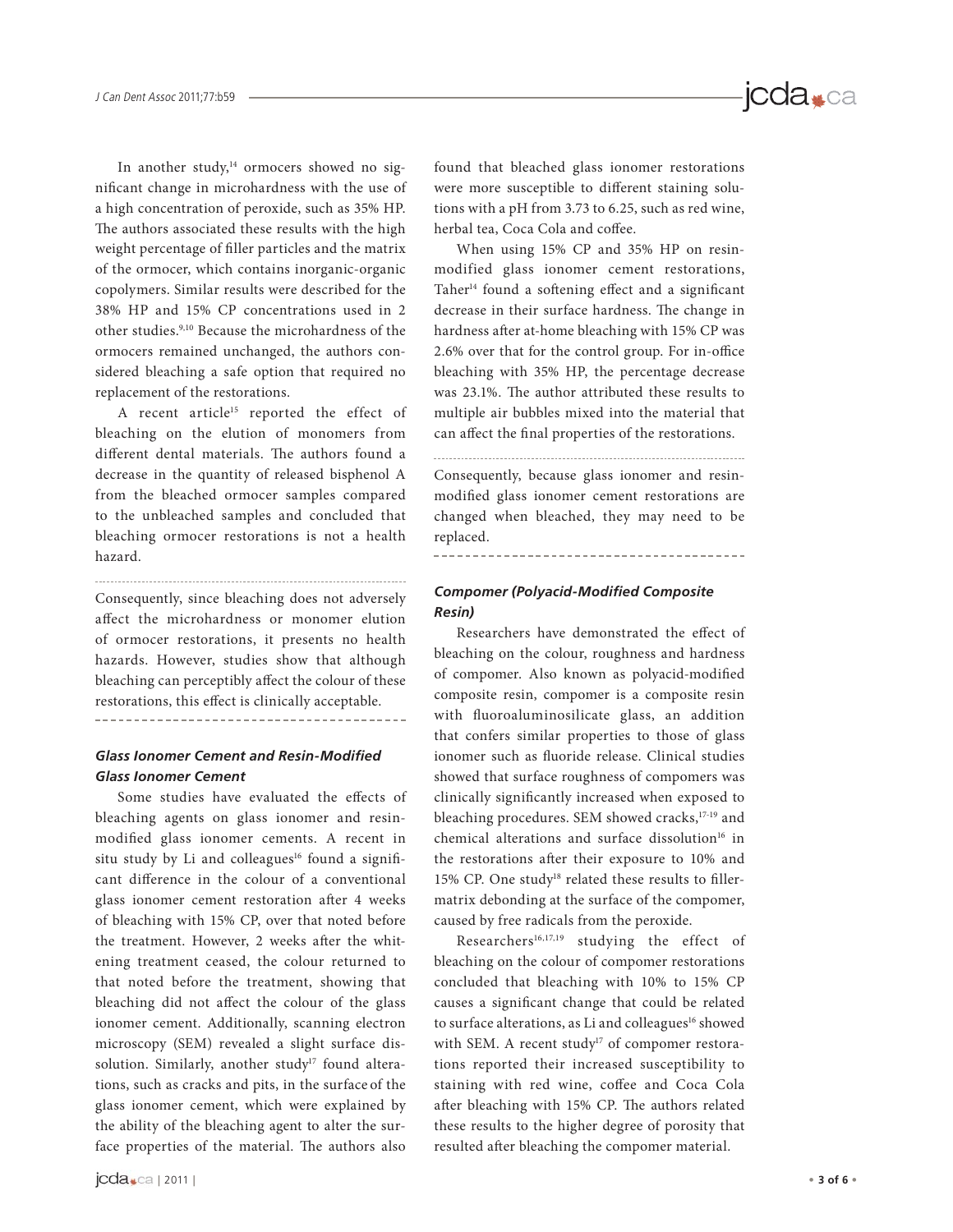In another study,[14] ormocers showed no significant change in microhardness with the use of a high concentration of peroxide, such as 35% HP. The authors associated these results with the high weight percentage of filler particles and the matrix of the ormocer, which contains inorganic-organic copolymers. Similar results were described for the 38% HP and 15% CP concentrations used in 2 other studies.[9,10] Because the microhardness of the ormocers remained unchanged, the authors considered bleaching a safe option that required no replacement of the restorations.

A recent article[15] reported the effect of bleaching on the elution of monomers from different dental materials. The authors found a decrease in the quantity of released bisphenol A from the bleached ormocer samples compared to the unbleached samples and concluded that bleaching ormocer restorations is not a health hazard.

Consequently, since bleaching does not adversely affect the microhardness or monomer elution of ormocer restorations, it presents no health hazards. However, studies show that although bleaching can perceptibly affect the colour of these restorations, this effect is clinically acceptable.

### *Glass Ionomer Cement and Resin-Modified Glass Ionomer Cement*

Some studies have evaluated the effects of bleaching agents on glass ionomer and resin-modified glass ionomer cements. A recent in situ study by Li and colleagues[16] found a significant difference in the colour of a conventional glass ionomer cement restoration after 4 weeks of bleaching with 15% CP, over that noted before the treatment. However, 2 weeks after the whitening treatment ceased, the colour returned to that noted before the treatment, showing that bleaching did not affect the colour of the glass ionomer cement. Additionally, scanning electron microscopy (SEM) revealed a slight surface dissolution. Similarly, another study[17] found alterations, such as cracks and pits, in the surface of the glass ionomer cement, which were explained by the ability of the bleaching agent to alter the surface properties of the material. The authors also found that bleached glass ionomer restorations were more susceptible to different staining solutions with a pH from 3.73 to 6.25, such as red wine, herbal tea, Coca Cola and coffee.

When using 15% CP and 35% HP on resin-modified glass ionomer cement restorations, Taher[14] found a softening effect and a significant decrease in their surface hardness. The change in hardness after at-home bleaching with 15% CP was 2.6% over that for the control group. For in-office bleaching with 35% HP, the percentage decrease was 23.1%. The author attributed these results to multiple air bubbles mixed into the material that can affect the final properties of the restorations.

Consequently, because glass ionomer and resin-modified glass ionomer cement restorations are changed when bleached, they may need to be replaced.

### *Compomer (Polyacid-Modified Composite Resin)*

Researchers have demonstrated the effect of bleaching on the colour, roughness and hardness of compomer. Also known as polyacid-modified composite resin, compomer is a composite resin with fluoroaluminosilicate glass, an addition that confers similar properties to those of glass ionomer such as fluoride release. Clinical studies showed that surface roughness of compomers was clinically significantly increased when exposed to bleaching procedures. SEM showed cracks,[17-19] and chemical alterations and surface dissolution[16] in the restorations after their exposure to 10% and 15% CP. One study[18] related these results to filler-matrix debonding at the surface of the compomer, caused by free radicals from the peroxide.

Researchers[16,17,19] studying the effect of bleaching on the colour of compomer restorations concluded that bleaching with 10% to 15% CP causes a significant change that could be related to surface alterations, as Li and colleagues[16] showed with SEM. A recent study[17] of compomer restorations reported their increased susceptibility to staining with red wine, coffee and Coca Cola after bleaching with 15% CP. The authors related these results to the higher degree of porosity that resulted after bleaching the compomer material.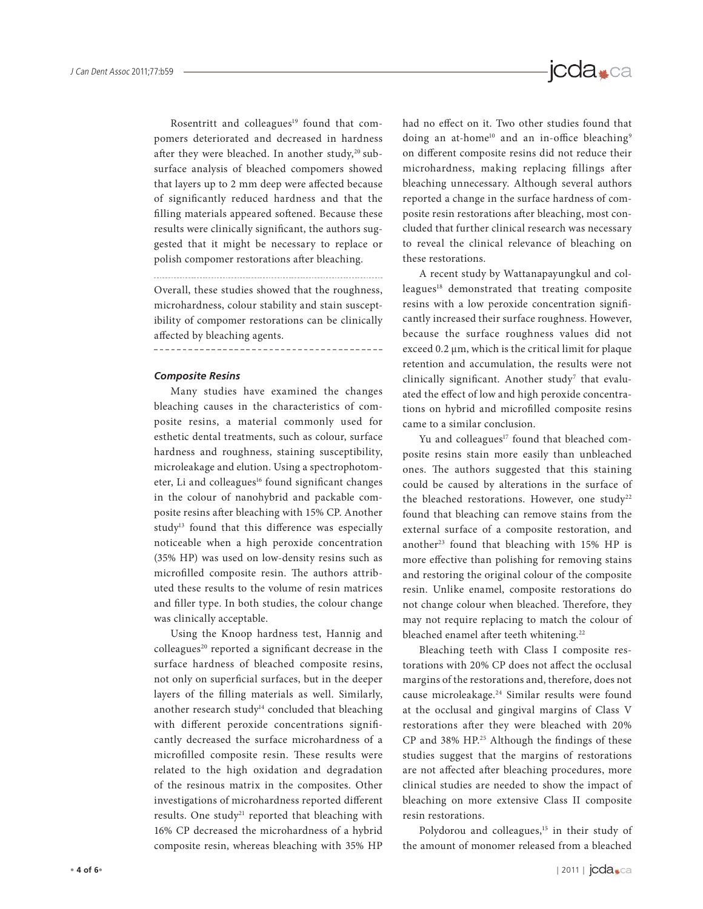Rosentritt and colleagues[19] found that compomers deteriorated and decreased in hardness after they were bleached. In another study,[20] subsurface analysis of bleached compomers showed that layers up to 2 mm deep were affected because of significantly reduced hardness and that the filling materials appeared softened. Because these results were clinically significant, the authors suggested that it might be necessary to replace or polish compomer restorations after bleaching.

Overall, these studies showed that the roughness, microhardness, colour stability and stain susceptibility of compomer restorations can be clinically affected by bleaching agents.

### *Composite Resins*

Many studies have examined the changes bleaching causes in the characteristics of composite resins, a material commonly used for esthetic dental treatments, such as colour, surface hardness and roughness, staining susceptibility, microleakage and elution. Using a spectrophotometer, Li and colleagues[16] found significant changes in the colour of nanohybrid and packable composite resins after bleaching with 15% CP. Another study[13] found that this difference was especially noticeable when a high peroxide concentration (35% HP) was used on low-density resins such as microfilled composite resin. The authors attributed these results to the volume of resin matrices and filler type. In both studies, the colour change was clinically acceptable.

Using the Knoop hardness test, Hannig and colleagues[20] reported a significant decrease in the surface hardness of bleached composite resins, not only on superficial surfaces, but in the deeper layers of the filling materials as well. Similarly, another research study[14] concluded that bleaching with different peroxide concentrations significantly decreased the surface microhardness of a microfilled composite resin. These results were related to the high oxidation and degradation of the resinous matrix in the composites. Other investigations of microhardness reported different results. One study[21] reported that bleaching with 16% CP decreased the microhardness of a hybrid composite resin, whereas bleaching with 35% HP had no effect on it. Two other studies found that doing an at-home[10] and an in-office bleaching[9] on different composite resins did not reduce their microhardness, making replacing fillings after bleaching unnecessary. Although several authors reported a change in the surface hardness of composite resin restorations after bleaching, most concluded that further clinical research was necessary to reveal the clinical relevance of bleaching on these restorations.

A recent study by Wattanapayungkul and colleagues[18] demonstrated that treating composite resins with a low peroxide concentration significantly increased their surface roughness. However, because the surface roughness values did not exceed 0.2 µm, which is the critical limit for plaque retention and accumulation, the results were not clinically significant. Another study[7] that evaluated the effect of low and high peroxide concentrations on hybrid and microfilled composite resins came to a similar conclusion.

Yu and colleagues[17] found that bleached composite resins stain more easily than unbleached ones. The authors suggested that this staining could be caused by alterations in the surface of the bleached restorations. However, one study[22] found that bleaching can remove stains from the external surface of a composite restoration, and another[23] found that bleaching with 15% HP is more effective than polishing for removing stains and restoring the original colour of the composite resin. Unlike enamel, composite restorations do not change colour when bleached. Therefore, they may not require replacing to match the colour of bleached enamel after teeth whitening.[22]

Bleaching teeth with Class I composite restorations with 20% CP does not affect the occlusal margins of the restorations and, therefore, does not cause microleakage.[24] Similar results were found at the occlusal and gingival margins of Class V restorations after they were bleached with 20% CP and 38% HP.[25] Although the findings of these studies suggest that the margins of restorations are not affected after bleaching procedures, more clinical studies are needed to show the impact of bleaching on more extensive Class II composite resin restorations.

Polydorou and colleagues,[15] in their study of the amount of monomer released from a bleached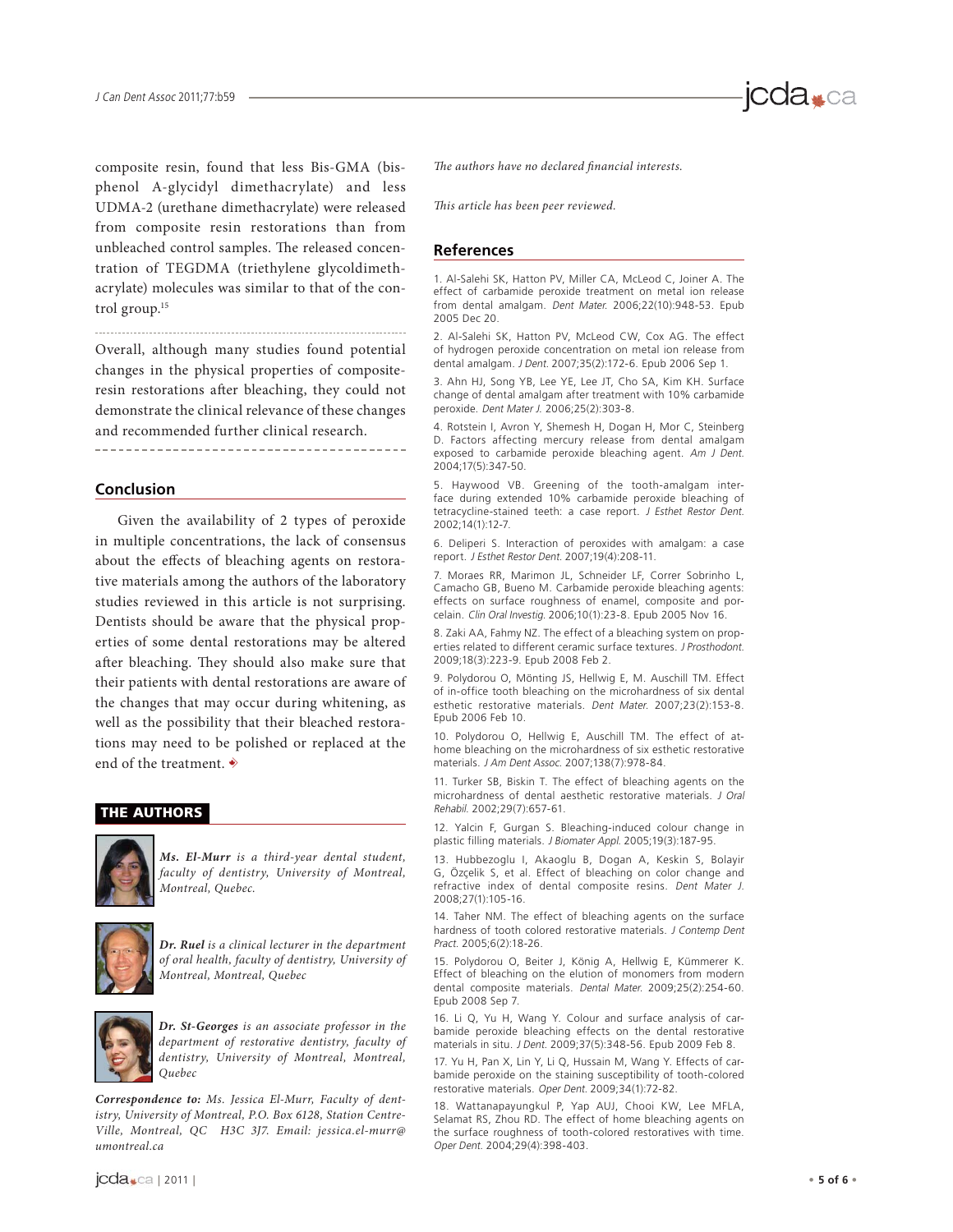composite resin, found that less Bis-GMA (bisphenol A-glycidyl dimethacrylate) and less UDMA-2 (urethane dimethacrylate) were released from composite resin restorations than from unbleached control samples. The released concentration of TEGDMA (triethylene glycoldimethacrylate) molecules was similar to that of the control group.[15]

Overall, although many studies found potential changes in the physical properties of composite-resin restorations after bleaching, they could not demonstrate the clinical relevance of these changes and recommended further clinical research.

## Conclusion

Given the availability of 2 types of peroxide in multiple concentrations, the lack of consensus about the effects of bleaching agents on restorative materials among the authors of the laboratory studies reviewed in this article is not surprising. Dentists should be aware that the physical properties of some dental restorations may be altered after bleaching. They should also make sure that their patients with dental restorations are aware of the changes that may occur during whitening, as well as the possibility that their bleached restorations may need to be polished or replaced at the end of the treatment.

## THE AUTHORS

***Ms. El-Murr*** *is a third-year dental student, faculty of dentistry, University of Montreal, Montreal, Quebec.*

***Dr. Ruel*** *is a clinical lecturer in the department of oral health, faculty of dentistry, University of Montreal, Montreal, Quebec*

***Dr. St-Georges*** *is an associate professor in the department of restorative dentistry, faculty of dentistry, University of Montreal, Montreal, Quebec*

***Correspondence to:*** *Ms. Jessica El-Murr, Faculty of dentistry, University of Montreal, P.O. Box 6128, Station Centre-Ville, Montreal, QC H3C 3J7. Email: jessica.el-murr@umontreal.ca*

*The authors have no declared financial interests.*

*This article has been peer reviewed.*

## References

1. Al-Salehi SK, Hatton PV, Miller CA, McLeod C, Joiner A. The effect of carbamide peroxide treatment on metal ion release from dental amalgam. *Dent Mater.* 2006;22(10):948-53. Epub 2005 Dec 20.

2. Al-Salehi SK, Hatton PV, McLeod CW, Cox AG. The effect of hydrogen peroxide concentration on metal ion release from dental amalgam. *J Dent.* 2007;35(2):172-6. Epub 2006 Sep 1.

3. Ahn HJ, Song YB, Lee YE, Lee JT, Cho SA, Kim KH. Surface change of dental amalgam after treatment with 10% carbamide peroxide. *Dent Mater J.* 2006;25(2):303-8.

4. Rotstein I, Avron Y, Shemesh H, Dogan H, Mor C, Steinberg D. Factors affecting mercury release from dental amalgam exposed to carbamide peroxide bleaching agent. *Am J Dent.* 2004;17(5):347-50.

5. Haywood VB. Greening of the tooth-amalgam interface during extended 10% carbamide peroxide bleaching of tetracycline-stained teeth: a case report. *J Esthet Restor Dent.* 2002;14(1):12-7.

6. Deliperi S. Interaction of peroxides with amalgam: a case report. *J Esthet Restor Dent.* 2007;19(4):208-11.

7. Moraes RR, Marimon JL, Schneider LF, Correr Sobrinho L, Camacho GB, Bueno M. Carbamide peroxide bleaching agents: effects on surface roughness of enamel, composite and porcelain. *Clin Oral Investig.* 2006;10(1):23-8. Epub 2005 Nov 16.

8. Zaki AA, Fahmy NZ. The effect of a bleaching system on properties related to different ceramic surface textures. *J Prosthodont.* 2009;18(3):223-9. Epub 2008 Feb 2.

9. Polydorou O, Mönting JS, Hellwig E, M. Auschill TM. Effect of in-office tooth bleaching on the microhardness of six dental esthetic restorative materials. *Dent Mater.* 2007;23(2):153-8. Epub 2006 Feb 10.

10. Polydorou O, Hellwig E, Auschill TM. The effect of at-home bleaching on the microhardness of six esthetic restorative materials. *J Am Dent Assoc.* 2007;138(7):978-84.

11. Turker SB, Biskin T. The effect of bleaching agents on the microhardness of dental aesthetic restorative materials. *J Oral Rehabil.* 2002;29(7):657-61.

12. Yalcin F, Gurgan S. Bleaching-induced colour change in plastic filling materials. *J Biomater Appl.* 2005;19(3):187-95.

13. Hubbezoglu I, Akaoglu B, Dogan A, Keskin S, Bolayir G, Özçelik S, et al. Effect of bleaching on color change and refractive index of dental composite resins. *Dent Mater J.* 2008;27(1):105-16.

14. Taher NM. The effect of bleaching agents on the surface hardness of tooth colored restorative materials. *J Contemp Dent Pract.* 2005;6(2):18-26.

15. Polydorou O, Beiter J, König A, Hellwig E, Kümmerer K. Effect of bleaching on the elution of monomers from modern dental composite materials. *Dental Mater.* 2009;25(2):254-60. Epub 2008 Sep 7.

16. Li Q, Yu H, Wang Y. Colour and surface analysis of carbamide peroxide bleaching effects on the dental restorative materials in situ. *J Dent.* 2009;37(5):348-56. Epub 2009 Feb 8.

17. Yu H, Pan X, Lin Y, Li Q, Hussain M, Wang Y. Effects of carbamide peroxide on the staining susceptibility of tooth-colored restorative materials. *Oper Dent.* 2009;34(1):72-82.

18. Wattanapayungkul P, Yap AUJ, Chooi KW, Lee MFLA, Selamat RS, Zhou RD. The effect of home bleaching agents on the surface roughness of tooth-colored restoratives with time. *Oper Dent.* 2004;29(4):398-403.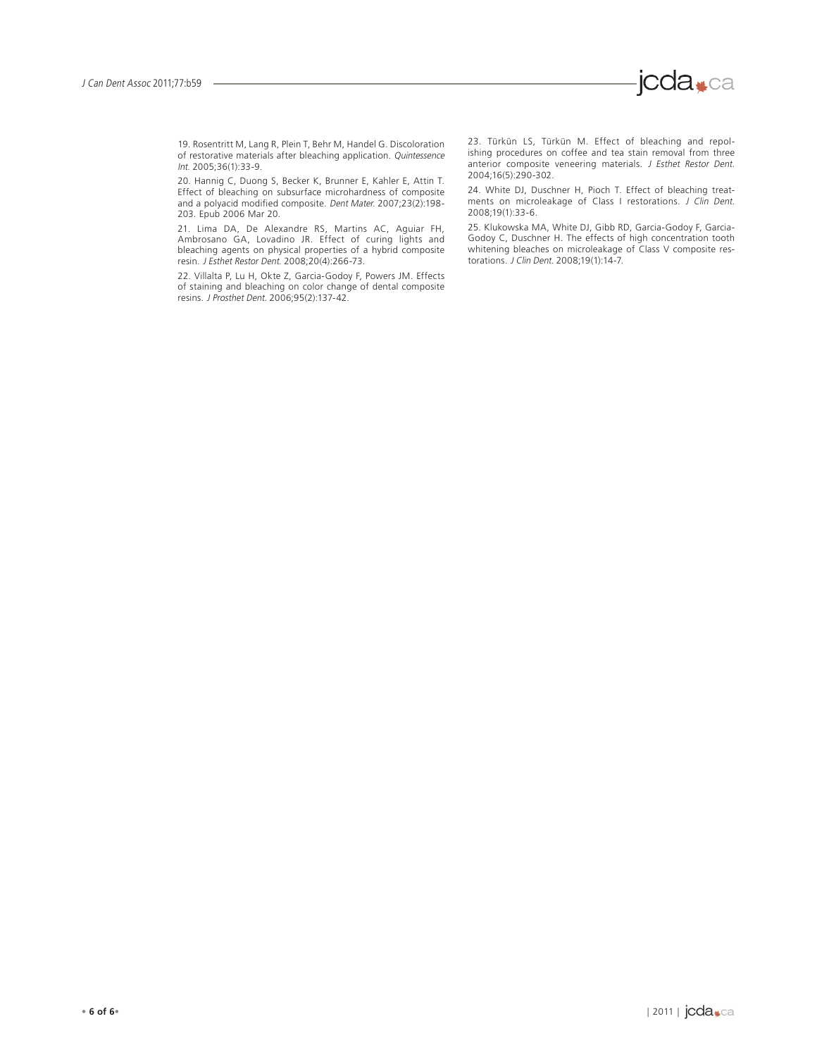19. Rosentritt M, Lang R, Plein T, Behr M, Handel G. Discoloration of restorative materials after bleaching application. *Quintessence Int.* 2005;36(1):33-9.

20. Hannig C, Duong S, Becker K, Brunner E, Kahler E, Attin T. Effect of bleaching on subsurface microhardness of composite and a polyacid modified composite. *Dent Mater.* 2007;23(2):198-203. Epub 2006 Mar 20.

21. Lima DA, De Alexandre RS, Martins AC, Aguiar FH, Ambrosano GA, Lovadino JR. Effect of curing lights and bleaching agents on physical properties of a hybrid composite resin. *J Esthet Restor Dent.* 2008;20(4):266-73.

22. Villalta P, Lu H, Okte Z, Garcia-Godoy F, Powers JM. Effects of staining and bleaching on color change of dental composite resins. *J Prosthet Dent.* 2006;95(2):137-42.

23. Türkün LS, Türkün M. Effect of bleaching and repolishing procedures on coffee and tea stain removal from three anterior composite veneering materials. *J Esthet Restor Dent.* 2004;16(5):290-302.

24. White DJ, Duschner H, Pioch T. Effect of bleaching treatments on microleakage of Class I restorations. *J Clin Dent.* 2008;19(1):33-6.

25. Klukowska MA, White DJ, Gibb RD, Garcia-Godoy F, Garcia-Godoy C, Duschner H. The effects of high concentration tooth whitening bleaches on microleakage of Class V composite restorations. *J Clin Dent.* 2008;19(1):14-7.